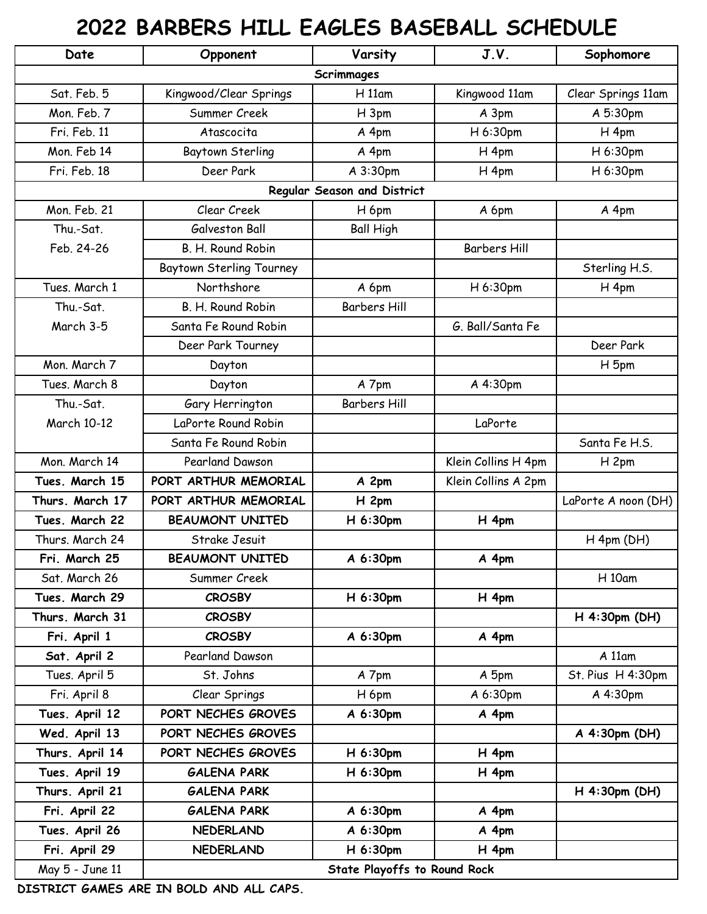# 2022 BARBERS HILL EAGLES BASEBALL SCHEDULE

| Date | Opponent | Varsity | J.V. | Sophomore |
|---|---|---|---|---|
| **Scrimmages** | | | | |
| Sat. Feb. 5 | Kingwood/Clear Springs | H 11am | Kingwood 11am | Clear Springs 11am |
| Mon. Feb. 7 | Summer Creek | H 3pm | A 3pm | A 5:30pm |
| Fri. Feb. 11 | Atascocita | A 4pm | H 6:30pm | H 4pm |
| Mon. Feb 14 | Baytown Sterling | A 4pm | H 4pm | H 6:30pm |
| Fri. Feb. 18 | Deer Park | A 3:30pm | H 4pm | H 6:30pm |
| **Regular Season and District** | | | | |
| Mon. Feb. 21 | Clear Creek | H 6pm | A 6pm | A 4pm |
| Thu.-Sat. Feb. 24-26 | Galveston Ball | Ball High | | |
| | B. H. Round Robin | | Barbers Hill | |
| | Baytown Sterling Tourney | | | Sterling H.S. |
| Tues. March 1 | Northshore | A 6pm | H 6:30pm | H 4pm |
| Thu.-Sat. March 3-5 | B. H. Round Robin | Barbers Hill | | |
| | Santa Fe Round Robin | | G. Ball/Santa Fe | |
| | Deer Park Tourney | | | Deer Park |
| Mon. March 7 | Dayton | | | H 5pm |
| Tues. March 8 | Dayton | A 7pm | A 4:30pm | |
| Thu.-Sat. March 10-12 | Gary Herrington | Barbers Hill | | |
| | LaPorte Round Robin | | LaPorte | |
| | Santa Fe Round Robin | | | Santa Fe H.S. |
| Mon. March 14 | Pearland Dawson | | Klein Collins H 4pm | H 2pm |
| **Tues. March 15** | **PORT ARTHUR MEMORIAL** | **A 2pm** | Klein Collins A 2pm | |
| **Thurs. March 17** | **PORT ARTHUR MEMORIAL** | **H 2pm** | | LaPorte A noon (DH) |
| **Tues. March 22** | **BEAUMONT UNITED** | **H 6:30pm** | **H 4pm** | |
| Thurs. March 24 | Strake Jesuit | | | H 4pm (DH) |
| **Fri. March 25** | **BEAUMONT UNITED** | **A 6:30pm** | **A 4pm** | |
| Sat. March 26 | Summer Creek | | | H 10am |
| **Tues. March 29** | **CROSBY** | **H 6:30pm** | **H 4pm** | |
| **Thurs. March 31** | **CROSBY** | | | **H 4:30pm (DH)** |
| **Fri. April 1** | **CROSBY** | **A 6:30pm** | **A 4pm** | |
| **Sat. April 2** | Pearland Dawson | | | A 11am |
| Tues. April 5 | St. Johns | A 7pm | A 5pm | St. Pius H 4:30pm |
| Fri. April 8 | Clear Springs | H 6pm | A 6:30pm | A 4:30pm |
| **Tues. April 12** | **PORT NECHES GROVES** | **A 6:30pm** | **A 4pm** | |
| **Wed. April 13** | **PORT NECHES GROVES** | | | **A 4:30pm (DH)** |
| **Thurs. April 14** | **PORT NECHES GROVES** | **H 6:30pm** | **H 4pm** | |
| **Tues. April 19** | **GALENA PARK** | **H 6:30pm** | **H 4pm** | |
| **Thurs. April 21** | **GALENA PARK** | | | **H 4:30pm (DH)** |
| **Fri. April 22** | **GALENA PARK** | **A 6:30pm** | **A 4pm** | |
| **Tues. April 26** | **NEDERLAND** | **A 6:30pm** | **A 4pm** | |
| **Fri. April 29** | **NEDERLAND** | **H 6:30pm** | **H 4pm** | |
| May 5 - June 11 | **State Playoffs to Round Rock** | | | |

**DISTRICT GAMES ARE IN BOLD AND ALL CAPS.**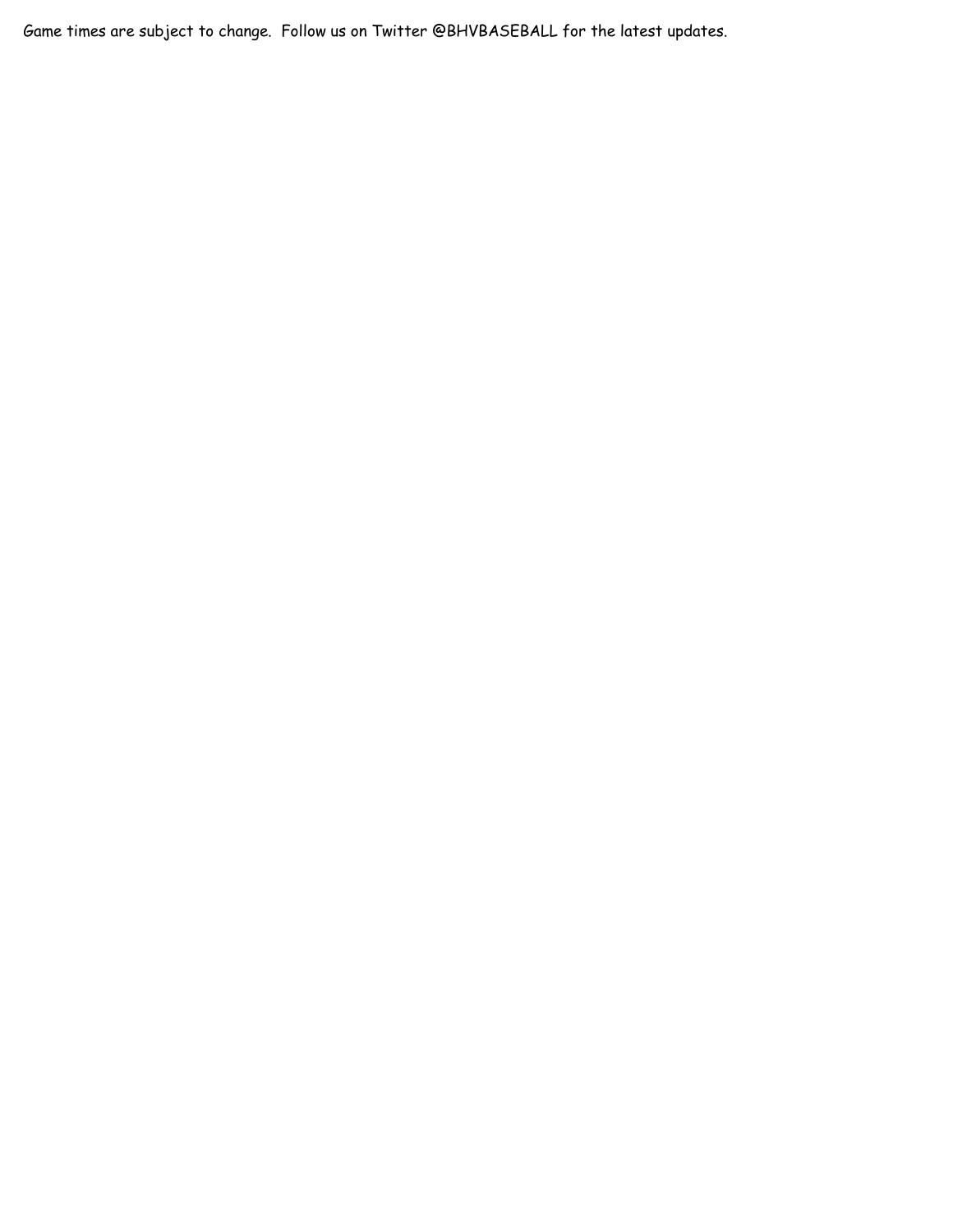Game times are subject to change. Follow us on Twitter @BHVBASEBALL for the latest updates.